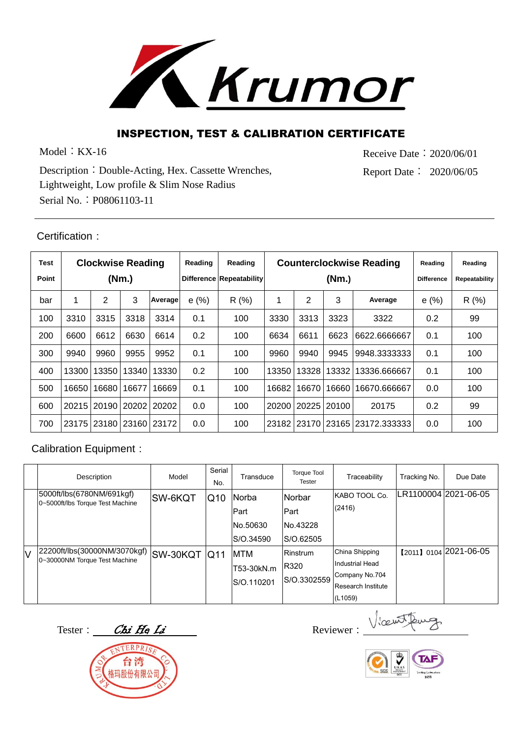# Krumor

## INSPECTION, TEST & CALIBRATION CERTIFICATE

Model：KX-16

Description：Double-Acting, Hex. Cassette Wrenches, Lightweight, Low profile & Slim Nose Radius

Serial No.：P08061103-11

Receive Date：2020/06/01

Report Date： 2020/06/05

Certification：

| Test Point | Clockwise Reading (Nm.) | | | | Reading Difference | Reading Repeatability | Counterclockwise Reading (Nm.) | | | | Reading Difference | Reading Repeatability |
|---|---|---|---|---|---|---|---|---|---|---|---|---|
| bar | 1 | 2 | 3 | Average | e (%) | R (%) | 1 | 2 | 3 | Average | e (%) | R (%) |
| 100 | 3310 | 3315 | 3318 | 3314 | 0.1 | 100 | 3330 | 3313 | 3323 | 3322 | 0.2 | 99 |
| 200 | 6600 | 6612 | 6630 | 6614 | 0.2 | 100 | 6634 | 6611 | 6623 | 6622.6666667 | 0.1 | 100 |
| 300 | 9940 | 9960 | 9955 | 9952 | 0.1 | 100 | 9960 | 9940 | 9945 | 9948.3333333 | 0.1 | 100 |
| 400 | 13300 | 13350 | 13340 | 13330 | 0.2 | 100 | 13350 | 13328 | 13332 | 13336.666667 | 0.1 | 100 |
| 500 | 16650 | 16680 | 16677 | 16669 | 0.1 | 100 | 16682 | 16670 | 16660 | 16670.666667 | 0.0 | 100 |
| 600 | 20215 | 20190 | 20202 | 20202 | 0.0 | 100 | 20200 | 20225 | 20100 | 20175 | 0.2 | 99 |
| 700 | 23175 | 23180 | 23160 | 23172 | 0.0 | 100 | 23182 | 23170 | 23165 | 23172.333333 | 0.0 | 100 |

Calibration Equipment：

| | Description | Model | Serial No. | Transduce | Torque Tool Tester | Traceability | Tracking No. | Due Date |
|---|---|---|---|---|---|---|---|---|
| | 5000ft/lbs(6780NM/691kgf) 0~5000ft/lbs Torque Test Machine | SW-6KQT | Q10 | Norba Part No.50630 S/O.34590 | Norbar Part No.43228 S/O.62505 | KABO TOOL Co. (2416) | LR1100004 | 2021-06-05 |
| V | 22200ft/lbs(30000NM/3070kgf) 0~30000NM Torque Test Machine | SW-30KQT | Q11 | MTM T53-30kN.m S/O.110201 | Rinstrum R320 S/O.3302559 | China Shipping Industrial Head Company No.704 Research Institute (L1059) | 【2011】0104 | 2021-06-05 |

Tester： *Chi He Li*

Reviewer： *Vincent Feng*

KRUMOR ENTERPRISE CO., LTD. 台湾格玛股份有限公司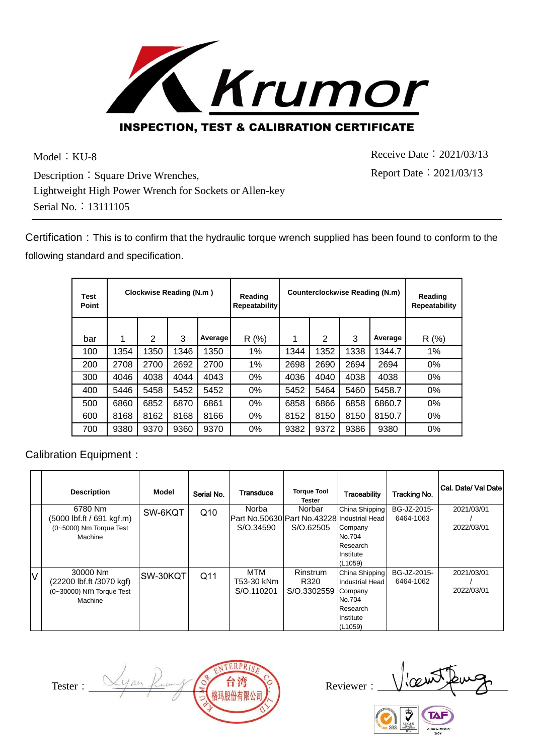# Krumor

## INSPECTION, TEST & CALIBRATION CERTIFICATE

Model：KU-8

Description：Square Drive Wrenches, Lightweight High Power Wrench for Sockets or Allen-key

Serial No.：13111105

Receive Date：2021/03/13

Report Date：2021/03/13

---

Certification：This is to confirm that the hydraulic torque wrench supplied has been found to conform to the following standard and specification.

| Test Point | Clockwise Reading (N.m ) | | | | Reading Repeatability | Counterclockwise Reading (N.m) | | | | Reading Repeatability |
|---|---|---|---|---|---|---|---|---|---|---|
| bar | 1 | 2 | 3 | Average | R (%) | 1 | 2 | 3 | Average | R (%) |
| 100 | 1354 | 1350 | 1346 | 1350 | 1% | 1344 | 1352 | 1338 | 1344.7 | 1% |
| 200 | 2708 | 2700 | 2692 | 2700 | 1% | 2698 | 2690 | 2694 | 2694 | 0% |
| 300 | 4046 | 4038 | 4044 | 4043 | 0% | 4036 | 4040 | 4038 | 4038 | 0% |
| 400 | 5446 | 5458 | 5452 | 5452 | 0% | 5452 | 5464 | 5460 | 5458.7 | 0% |
| 500 | 6860 | 6852 | 6870 | 6861 | 0% | 6858 | 6866 | 6858 | 6860.7 | 0% |
| 600 | 8168 | 8162 | 8168 | 8166 | 0% | 8152 | 8150 | 8150 | 8150.7 | 0% |
| 700 | 9380 | 9370 | 9360 | 9370 | 0% | 9382 | 9372 | 9386 | 9380 | 0% |

Calibration Equipment：

| | Description | Model | Serial No. | Transduce | Torque Tool Tester | Traceability | Tracking No. | Cal. Date/ Val Date |
|---|---|---|---|---|---|---|---|---|
| | 6780 Nm (5000 lbf.ft / 691 kgf.m) (0~5000) Nm Torque Test Machine | SW-6KQT | Q10 | Norba Part No.50630 S/O.34590 | Norbar Part No.43228 S/O.62505 | China Shipping Industrial Head Company No.704 Research Institute (L1059) | BG-JZ-2015-6464-1063 | 2021/03/01 / 2022/03/01 |
| V | 30000 Nm (22200 lbf.ft /3070 kgf) (0~30000) Nm Torque Test Machine | SW-30KQT | Q11 | MTM T53-30 kNm S/O.110201 | Rinstrum R320 S/O.3302559 | China Shipping Industrial Head Company No.704 Research Institute (L1059) | BG-JZ-2015-6464-1062 | 2021/03/01 / 2022/03/01 |

Tester：

KRUMOR ENTERPRISE CO., LTD. 台湾格玛股份有限公司

Reviewer：

SGS UKAS TAF Testing Laboratory 1658